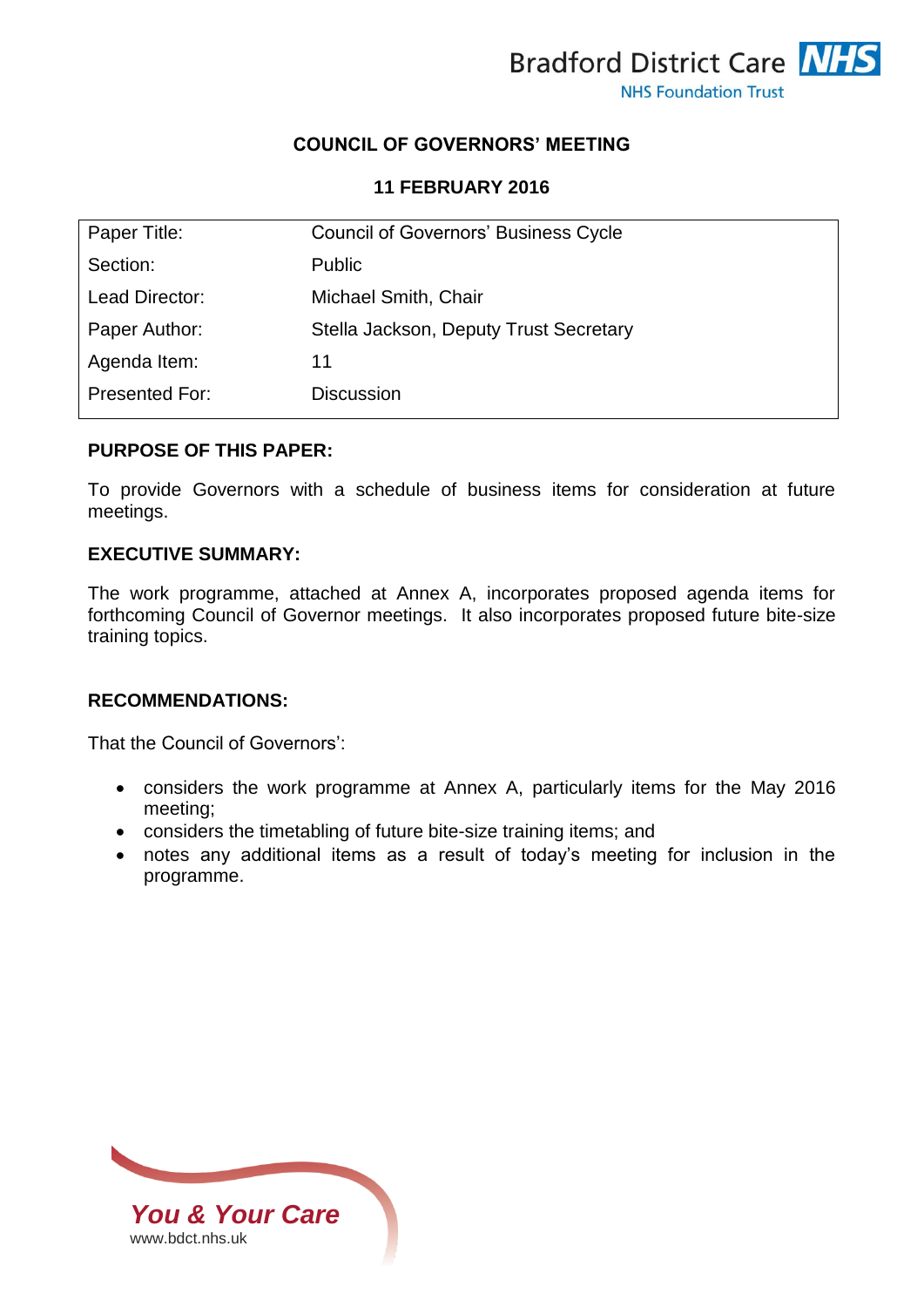Bradford District Care NHS
NHS Foundation Trust

# COUNCIL OF GOVERNORS' MEETING

## 11 FEBRUARY 2016

| Paper Title: | Council of Governors' Business Cycle |
|---|---|
| Section: | Public |
| Lead Director: | Michael Smith, Chair |
| Paper Author: | Stella Jackson, Deputy Trust Secretary |
| Agenda Item: | 11 |
| Presented For: | Discussion |

**PURPOSE OF THIS PAPER:**

To provide Governors with a schedule of business items for consideration at future meetings.

**EXECUTIVE SUMMARY:**

The work programme, attached at Annex A, incorporates proposed agenda items for forthcoming Council of Governor meetings. It also incorporates proposed future bite-size training topics.

**RECOMMENDATIONS:**

That the Council of Governors':

- considers the work programme at Annex A, particularly items for the May 2016 meeting;
- considers the timetabling of future bite-size training items; and
- notes any additional items as a result of today's meeting for inclusion in the programme.

*You & Your Care*
www.bdct.nhs.uk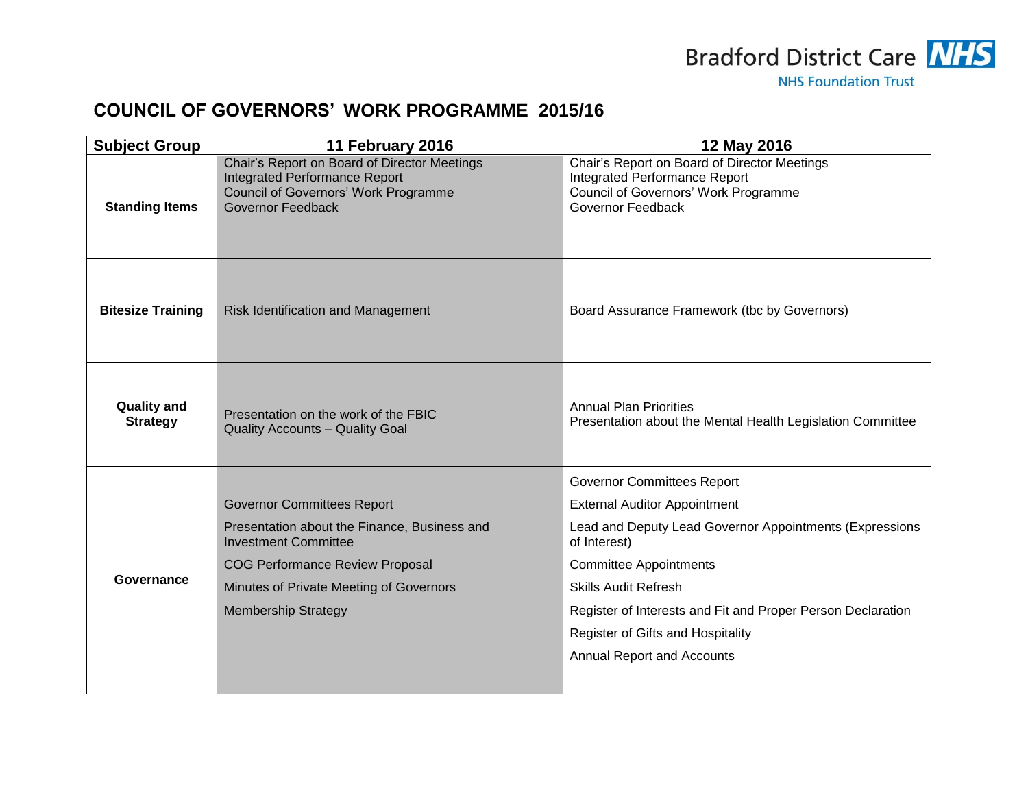# COUNCIL OF GOVERNORS' WORK PROGRAMME 2015/16

| Subject Group | 11 February 2016 | 12 May 2016 |
|---|---|---|
| **Standing Items** | Chair's Report on Board of Director Meetings<br>Integrated Performance Report<br>Council of Governors' Work Programme<br>Governor Feedback | Chair's Report on Board of Director Meetings<br>Integrated Performance Report<br>Council of Governors' Work Programme<br>Governor Feedback |
| **Bitesize Training** | Risk Identification and Management | Board Assurance Framework (tbc by Governors) |
| **Quality and Strategy** | Presentation on the work of the FBIC<br>Quality Accounts – Quality Goal | Annual Plan Priorities<br>Presentation about the Mental Health Legislation Committee |
| **Governance** | Governor Committees Report<br>Presentation about the Finance, Business and Investment Committee<br>COG Performance Review Proposal<br>Minutes of Private Meeting of Governors<br>Membership Strategy | Governor Committees Report<br>External Auditor Appointment<br>Lead and Deputy Lead Governor Appointments (Expressions of Interest)<br>Committee Appointments<br>Skills Audit Refresh<br>Register of Interests and Fit and Proper Person Declaration<br>Register of Gifts and Hospitality<br>Annual Report and Accounts |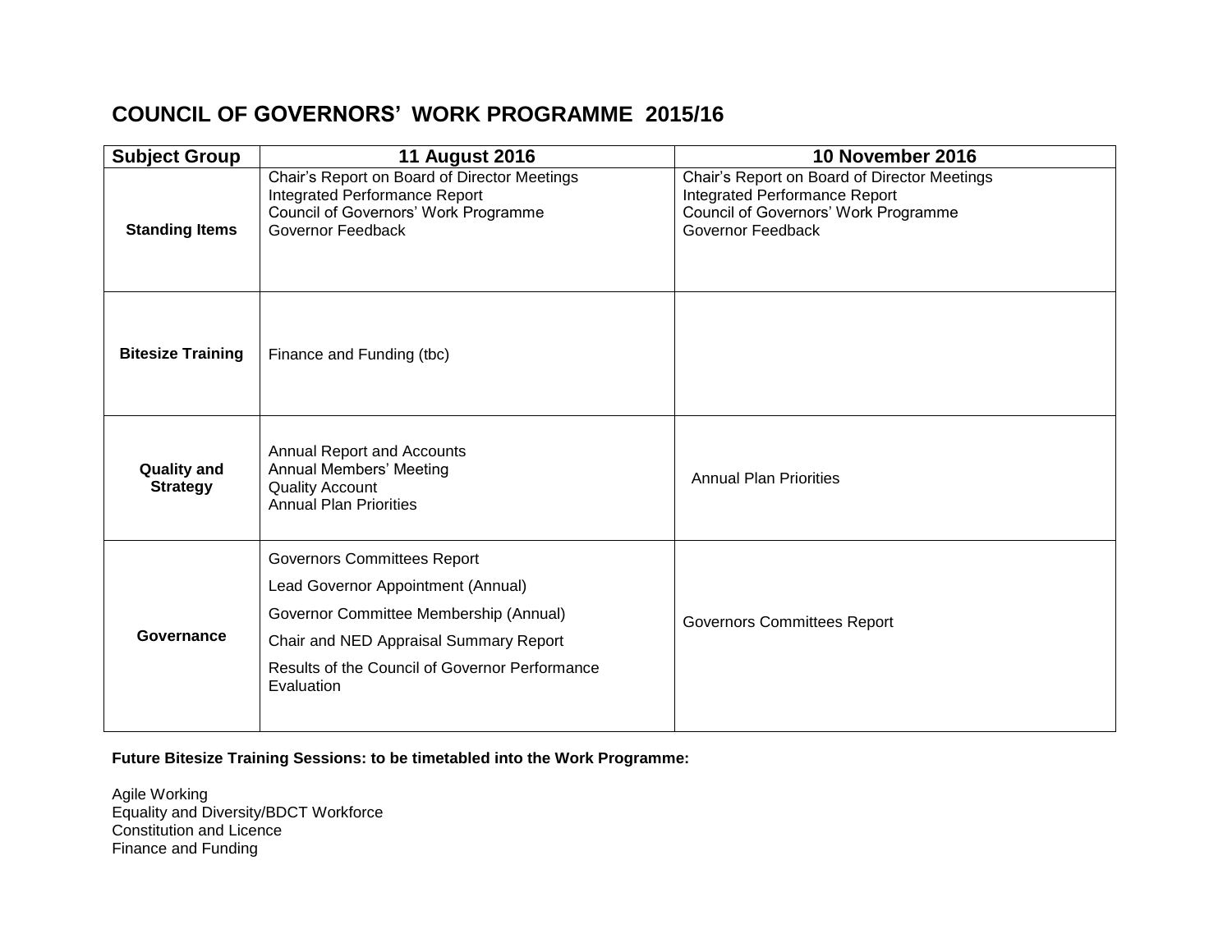## COUNCIL OF GOVERNORS' WORK PROGRAMME 2015/16

| Subject Group | 11 August 2016 | 10 November 2016 |
|---|---|---|
| **Standing Items** | Chair's Report on Board of Director Meetings<br>Integrated Performance Report<br>Council of Governors' Work Programme<br>Governor Feedback | Chair's Report on Board of Director Meetings<br>Integrated Performance Report<br>Council of Governors' Work Programme<br>Governor Feedback |
| **Bitesize Training** | Finance and Funding (tbc) | |
| **Quality and Strategy** | Annual Report and Accounts<br>Annual Members' Meeting<br>Quality Account<br>Annual Plan Priorities | Annual Plan Priorities |
| **Governance** | Governors Committees Report<br>Lead Governor Appointment (Annual)<br>Governor Committee Membership (Annual)<br>Chair and NED Appraisal Summary Report<br>Results of the Council of Governor Performance Evaluation | Governors Committees Report |

**Future Bitesize Training Sessions: to be timetabled into the Work Programme:**

Agile Working
Equality and Diversity/BDCT Workforce
Constitution and Licence
Finance and Funding